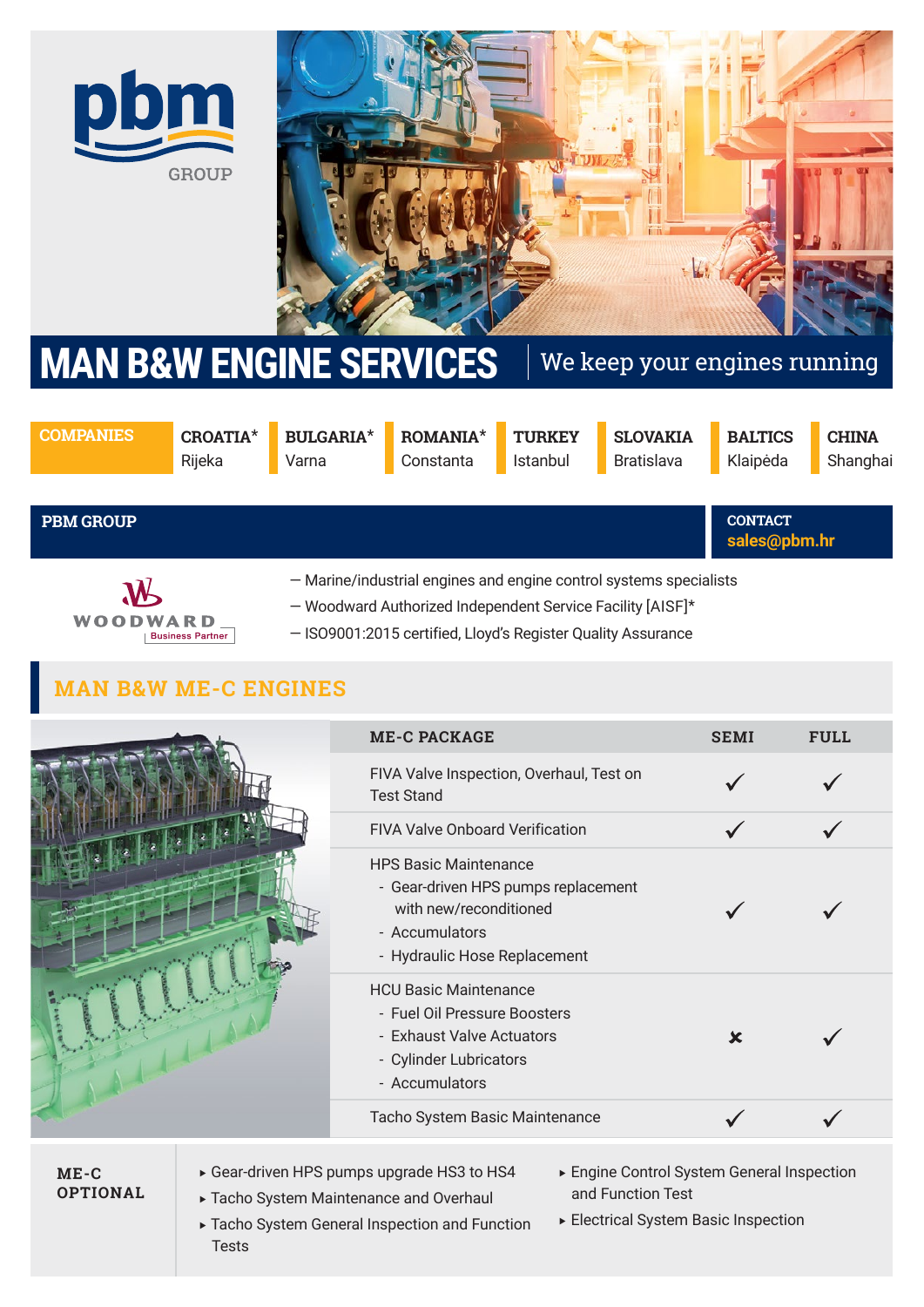pbm GROUP

# MAN B&W ENGINE SERVICES

We keep your engines running

| COMPANIES | CROATIA* | BULGARIA* | ROMANIA* | TURKEY | SLOVAKIA | BALTICS | CHINA |
|---|---|---|---|---|---|---|---|
| | Rijeka | Varna | Constanta | Istanbul | Bratislava | Klaipėda | Shanghai |

## PBM GROUP

**CONTACT**
**sales@pbm.hr**

WOODWARD Business Partner

— Marine/industrial engines and engine control systems specialists
— Woodward Authorized Independent Service Facility [AISF]*
— ISO9001:2015 certified, Lloyd's Register Quality Assurance

## MAN B&W ME-C ENGINES

| ME-C PACKAGE | SEMI | FULL |
|---|---|---|
| FIVA Valve Inspection, Overhaul, Test on Test Stand | ✓ | ✓ |
| FIVA Valve Onboard Verification | ✓ | ✓ |
| HPS Basic Maintenance<br>- Gear-driven HPS pumps replacement with new/reconditioned<br>- Accumulators<br>- Hydraulic Hose Replacement | ✓ | ✓ |
| HCU Basic Maintenance<br>- Fuel Oil Pressure Boosters<br>- Exhaust Valve Actuators<br>- Cylinder Lubricators<br>- Accumulators | ✗ | ✓ |
| Tacho System Basic Maintenance | ✓ | ✓ |

### ME-C OPTIONAL

- Gear-driven HPS pumps upgrade HS3 to HS4
- Tacho System Maintenance and Overhaul
- Tacho System General Inspection and Function Tests
- Engine Control System General Inspection and Function Test
- Electrical System Basic Inspection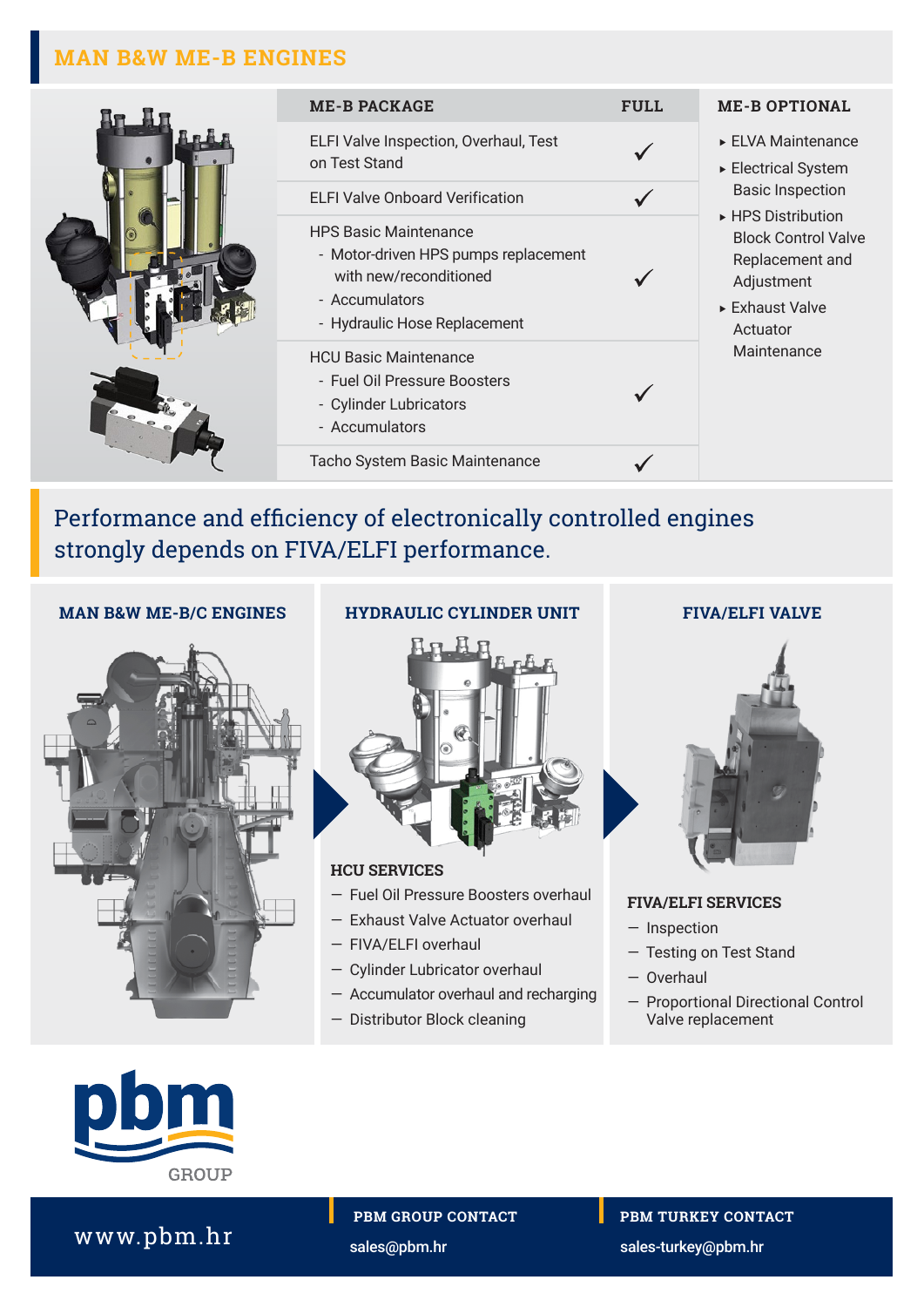## MAN B&W ME-B ENGINES

| ME-B PACKAGE | FULL |
|---|---|
| ELFI Valve Inspection, Overhaul, Test on Test Stand | ✓ |
| ELFI Valve Onboard Verification | ✓ |
| HPS Basic Maintenance<br>- Motor-driven HPS pumps replacement with new/reconditioned<br>- Accumulators<br>- Hydraulic Hose Replacement | ✓ |
| HCU Basic Maintenance<br>- Fuel Oil Pressure Boosters<br>- Cylinder Lubricators<br>- Accumulators | ✓ |
| Tacho System Basic Maintenance | ✓ |

### ME-B OPTIONAL

- ELVA Maintenance
- Electrical System Basic Inspection
- HPS Distribution Block Control Valve Replacement and Adjustment
- Exhaust Valve Actuator Maintenance

Performance and efficiency of electronically controlled engines strongly depends on FIVA/ELFI performance.

### MAN B&W ME-B/C ENGINES

### HYDRAULIC CYLINDER UNIT

**HCU SERVICES**

- Fuel Oil Pressure Boosters overhaul
- Exhaust Valve Actuator overhaul
- FIVA/ELFI overhaul
- Cylinder Lubricator overhaul
- Accumulator overhaul and recharging
- Distributor Block cleaning

### FIVA/ELFI VALVE

**FIVA/ELFI SERVICES**

- Inspection
- Testing on Test Stand
- Overhaul
- Proportional Directional Control Valve replacement

pbm GROUP

www.pbm.hr

**PBM GROUP CONTACT**
sales@pbm.hr

**PBM TURKEY CONTACT**
sales-turkey@pbm.hr